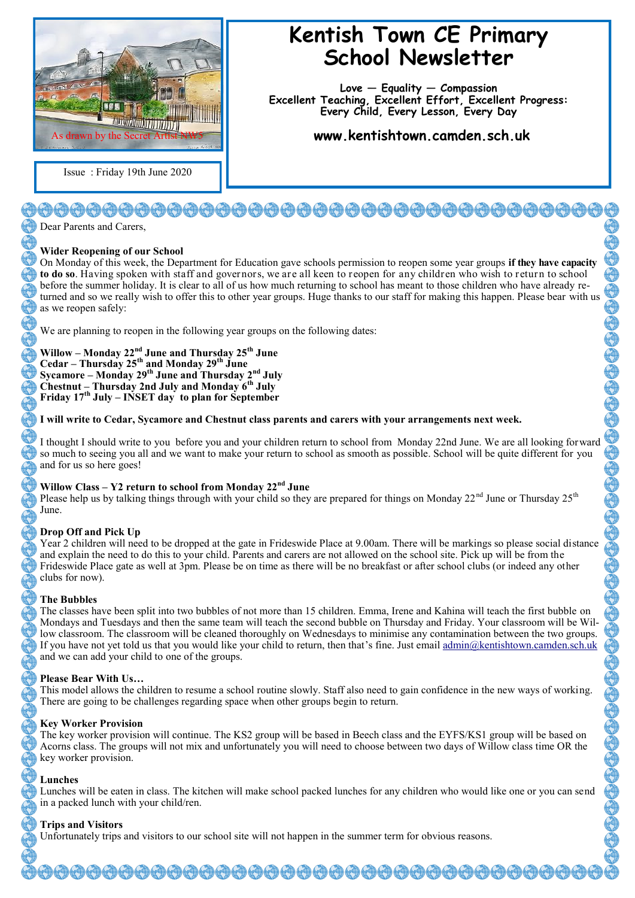As drawn by the Secret Artist NW5

Issue : Friday 19th June 2020

# Kentish Town CE Primary School Newsletter

**Love — Equality — Compassion**
**Excellent Teaching, Excellent Effort, Excellent Progress: Every Child, Every Lesson, Every Day**

**www.kentishtown.camden.sch.uk**

Dear Parents and Carers,

### Wider Reopening of our School

On Monday of this week, the Department for Education gave schools permission to reopen some year groups **if they have capacity to do so**. Having spoken with staff and governors, we are all keen to reopen for any children who wish to return to school before the summer holiday. It is clear to all of us how much returning to school has meant to those children who have already returned and so we really wish to offer this to other year groups. Huge thanks to our staff for making this happen. Please bear with us as we reopen safely:

We are planning to reopen in the following year groups on the following dates:

**Willow – Monday 22nd June and Thursday 25th June**
**Cedar – Thursday 25th and Monday 29th June**
**Sycamore – Monday 29th June and Thursday 2nd July**
**Chestnut – Thursday 2nd July and Monday 6th July**
**Friday 17th July – INSET day to plan for September**

**I will write to Cedar, Sycamore and Chestnut class parents and carers with your arrangements next week.**

I thought I should write to you before you and your children return to school from Monday 22nd June. We are all looking forward so much to seeing you all and we want to make your return to school as smooth as possible. School will be quite different for you and for us so here goes!

### Willow Class – Y2 return to school from Monday 22nd June

Please help us by talking things through with your child so they are prepared for things on Monday 22nd June or Thursday 25th June.

### Drop Off and Pick Up

Year 2 children will need to be dropped at the gate in Frideswide Place at 9.00am. There will be markings so please social distance and explain the need to do this to your child. Parents and carers are not allowed on the school site. Pick up will be from the Frideswide Place gate as well at 3pm. Please be on time as there will be no breakfast or after school clubs (or indeed any other clubs for now).

### The Bubbles

The classes have been split into two bubbles of not more than 15 children. Emma, Irene and Kahina will teach the first bubble on Mondays and Tuesdays and then the same team will teach the second bubble on Thursday and Friday. Your classroom will be Willow classroom. The classroom will be cleaned thoroughly on Wednesdays to minimise any contamination between the two groups. If you have not yet told us that you would like your child to return, then that's fine. Just email admin@kentishtown.camden.sch.uk and we can add your child to one of the groups.

### Please Bear With Us…

This model allows the children to resume a school routine slowly. Staff also need to gain confidence in the new ways of working. There are going to be challenges regarding space when other groups begin to return.

### Key Worker Provision

The key worker provision will continue. The KS2 group will be based in Beech class and the EYFS/KS1 group will be based on Acorns class. The groups will not mix and unfortunately you will need to choose between two days of Willow class time OR the key worker provision.

### Lunches

Lunches will be eaten in class. The kitchen will make school packed lunches for any children who would like one or you can send in a packed lunch with your child/ren.

### Trips and Visitors

Unfortunately trips and visitors to our school site will not happen in the summer term for obvious reasons.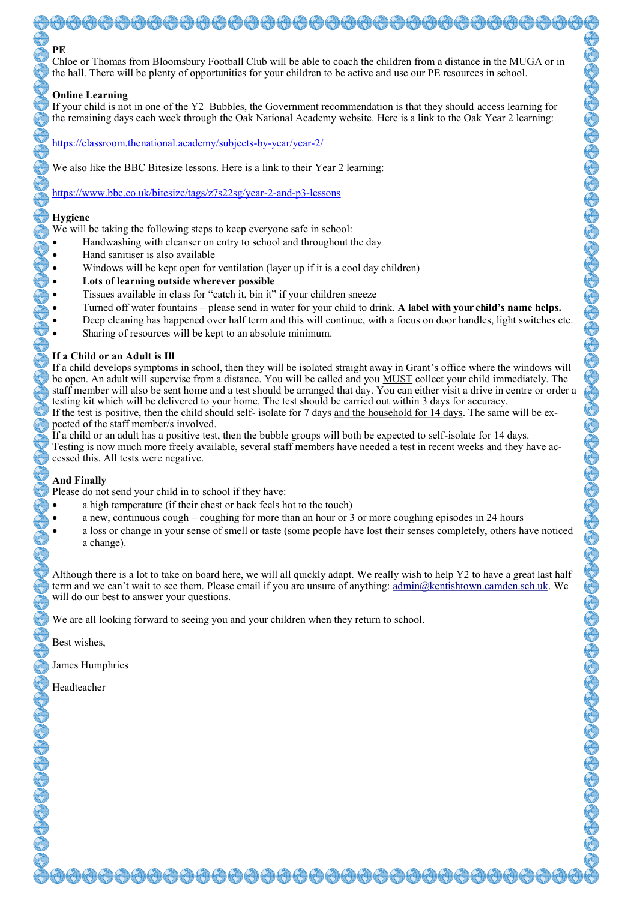**PE**

Chloe or Thomas from Bloomsbury Football Club will be able to coach the children from a distance in the MUGA or in the hall. There will be plenty of opportunities for your children to be active and use our PE resources in school.

**Online Learning**

If your child is not in one of the Y2 Bubbles, the Government recommendation is that they should access learning for the remaining days each week through the Oak National Academy website. Here is a link to the Oak Year 2 learning:

https://classroom.thenational.academy/subjects-by-year/year-2/

We also like the BBC Bitesize lessons. Here is a link to their Year 2 learning:

https://www.bbc.co.uk/bitesize/tags/z7s22sg/year-2-and-p3-lessons

**Hygiene**

We will be taking the following steps to keep everyone safe in school:

- Handwashing with cleanser on entry to school and throughout the day
- Hand sanitiser is also available
- Windows will be kept open for ventilation (layer up if it is a cool day children)
- **Lots of learning outside wherever possible**
- Tissues available in class for "catch it, bin it" if your children sneeze
- Turned off water fountains – please send in water for your child to drink. **A label with your child's name helps.**
- Deep cleaning has happened over half term and this will continue, with a focus on door handles, light switches etc.
- Sharing of resources will be kept to an absolute minimum.

**If a Child or an Adult is Ill**

If a child develops symptoms in school, then they will be isolated straight away in Grant's office where the windows will be open. An adult will supervise from a distance. You will be called and you MUST collect your child immediately. The staff member will also be sent home and a test should be arranged that day. You can either visit a drive in centre or order a testing kit which will be delivered to your home. The test should be carried out within 3 days for accuracy.

If the test is positive, then the child should self- isolate for 7 days and the household for 14 days. The same will be expected of the staff member/s involved.

If a child or an adult has a positive test, then the bubble groups will both be expected to self-isolate for 14 days.

Testing is now much more freely available, several staff members have needed a test in recent weeks and they have accessed this. All tests were negative.

**And Finally**

Please do not send your child in to school if they have:

- a high temperature (if their chest or back feels hot to the touch)
- a new, continuous cough – coughing for more than an hour or 3 or more coughing episodes in 24 hours
- a loss or change in your sense of smell or taste (some people have lost their senses completely, others have noticed a change).

Although there is a lot to take on board here, we will all quickly adapt. We really wish to help Y2 to have a great last half term and we can't wait to see them. Please email if you are unsure of anything: admin@kentishtown.camden.sch.uk. We will do our best to answer your questions.

We are all looking forward to seeing you and your children when they return to school.

Best wishes,

James Humphries

Headteacher